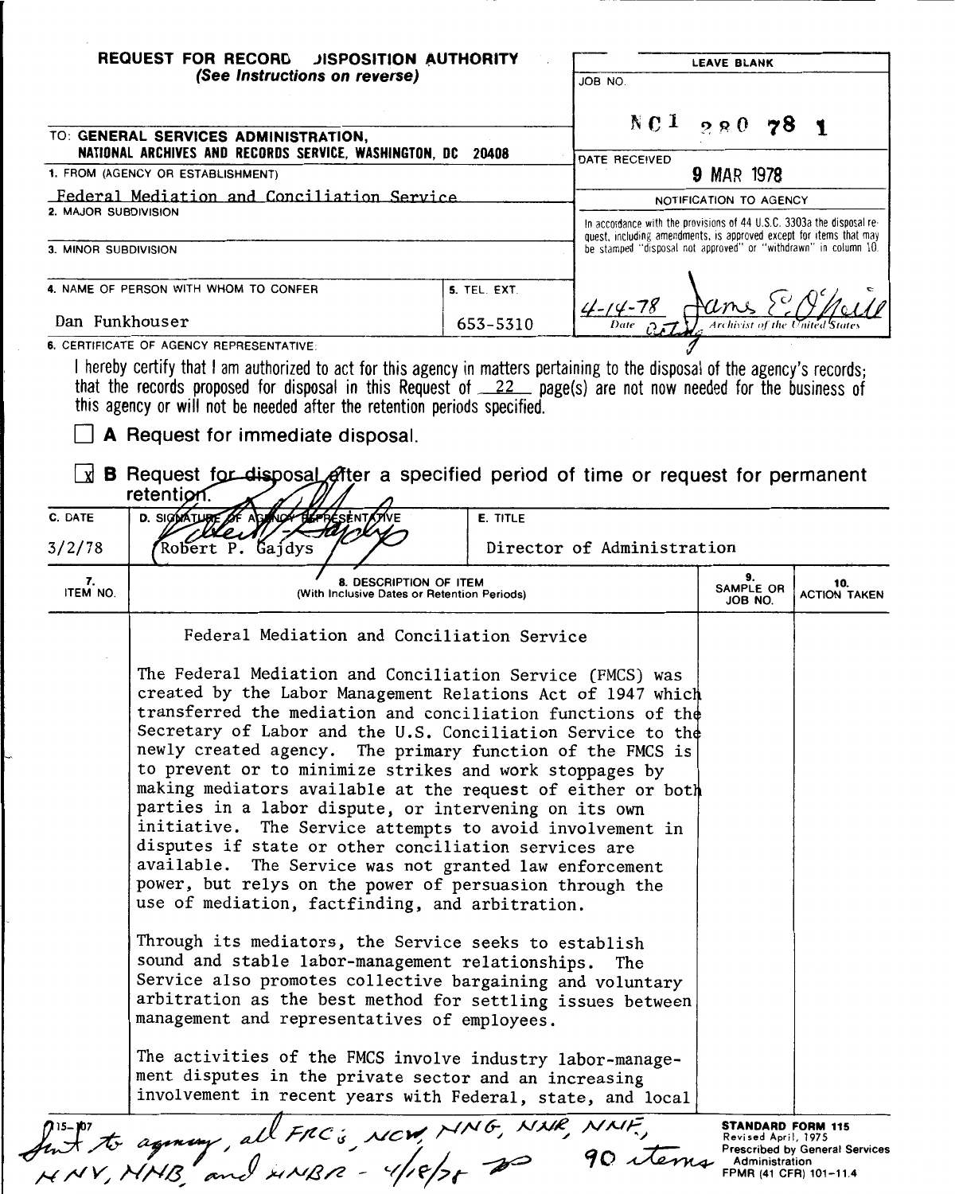**REQUEST FOR RECORD DISPOSITION AUTHORITY**
*(See Instructions on reverse)*

TO: **GENERAL SERVICES ADMINISTRATION, NATIONAL ARCHIVES AND RECORDS SERVICE, WASHINGTON, DC 20408**

1. FROM (AGENCY OR ESTABLISHMENT)
Federal Mediation and Conciliation Service

2. MAJOR SUBDIVISION

3. MINOR SUBDIVISION

4. NAME OF PERSON WITH WHOM TO CONFER
Dan Funkhouser

5. TEL. EXT.
653-5310

LEAVE BLANK

JOB NO.
NC1 280 78 1

DATE RECEIVED
9 MAR 1978

NOTIFICATION TO AGENCY

In accordance with the provisions of 44 U.S.C. 3303a the disposal request, including amendments, is approved except for items that may be stamped "disposal not approved" or "withdrawn" in column 10.

4-14-78 — Date — James E. O'Neill, Acting Archivist of the United States

6. CERTIFICATE OF AGENCY REPRESENTATIVE:

I hereby certify that I am authorized to act for this agency in matters pertaining to the disposal of the agency's records; that the records proposed for disposal in this Request of 22 page(s) are not now needed for the business of this agency or will not be needed after the retention periods specified.

☐ **A** Request for immediate disposal.

☒ **B** Request for disposal after a specified period of time or request for permanent retention.

| C. DATE | D. SIGNATURE OF AGENCY REPRESENTATIVE | E. TITLE |
|---|---|---|
| 3/2/78 | Robert P. Gajdys | Director of Administration |

| 7. ITEM NO. | 8. DESCRIPTION OF ITEM (With Inclusive Dates or Retention Periods) | 9. SAMPLE OR JOB NO. | 10. ACTION TAKEN |
|---|---|---|---|
| | Federal Mediation and Conciliation Service | | |

The Federal Mediation and Conciliation Service (FMCS) was created by the Labor Management Relations Act of 1947 which transferred the mediation and conciliation functions of the Secretary of Labor and the U.S. Conciliation Service to the newly created agency. The primary function of the FMCS is to prevent or to minimize strikes and work stoppages by making mediators available at the request of either or both parties in a labor dispute, or intervening on its own initiative. The Service attempts to avoid involvement in disputes if state or other conciliation services are available. The Service was not granted law enforcement power, but relys on the power of persuasion through the use of mediation, factfinding, and arbitration.

Through its mediators, the Service seeks to establish sound and stable labor-management relationships. The Service also promotes collective bargaining and voluntary arbitration as the best method for settling issues between management and representatives of employees.

The activities of the FMCS involve industry labor-management disputes in the private sector and an increasing involvement in recent years with Federal, state, and local

115-107

Sent to agency, all FRC's, NCW, NNG, NNR, NNF, NNV, NNB, and NNBR - 4/18/78 90 items

**STANDARD FORM 115**
Revised April, 1975
Prescribed by General Services Administration
FPMR (41 CFR) 101-11.4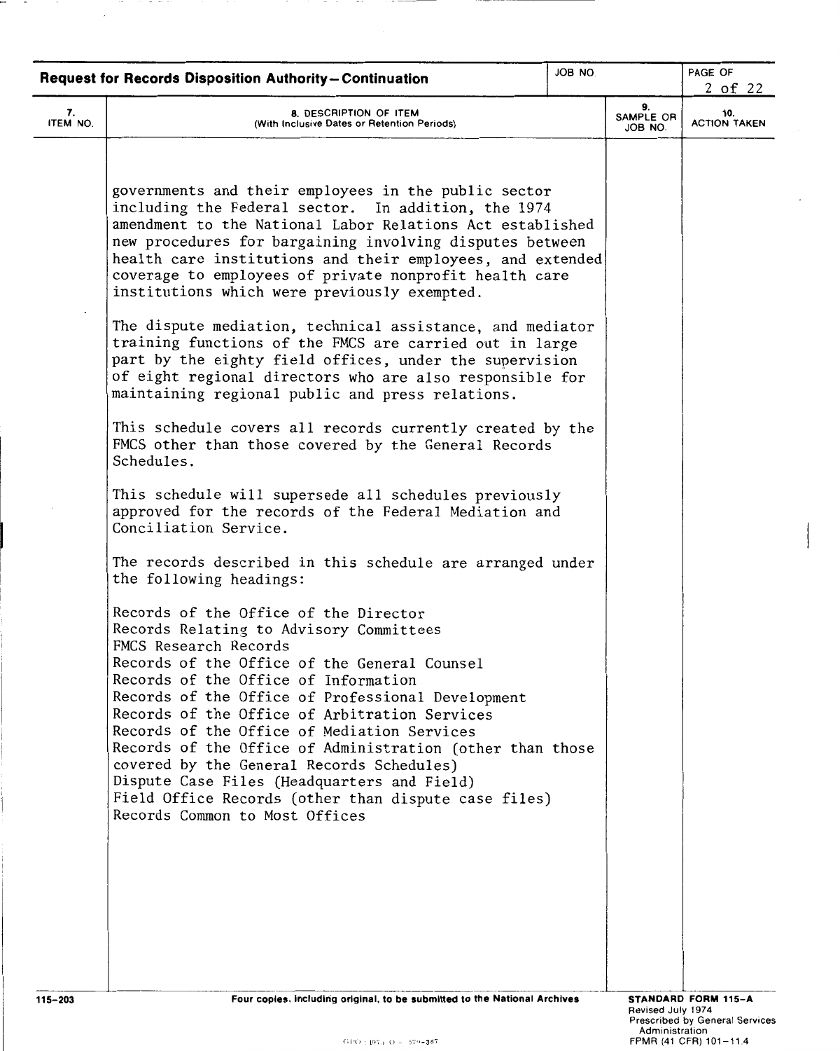**Request for Records Disposition Authority—Continuation**

| 7. ITEM NO. | 8. DESCRIPTION OF ITEM (With Inclusive Dates or Retention Periods) | 9. SAMPLE OR JOB NO. | 10. ACTION TAKEN |
|---|---|---|---|

governments and their employees in the public sector including the Federal sector. In addition, the 1974 amendment to the National Labor Relations Act established new procedures for bargaining involving disputes between health care institutions and their employees, and extended coverage to employees of private nonprofit health care institutions which were previously exempted.

The dispute mediation, technical assistance, and mediator training functions of the FMCS are carried out in large part by the eighty field offices, under the supervision of eight regional directors who are also responsible for maintaining regional public and press relations.

This schedule covers all records currently created by the FMCS other than those covered by the General Records Schedules.

This schedule will supersede all schedules previously approved for the records of the Federal Mediation and Conciliation Service.

The records described in this schedule are arranged under the following headings:

Records of the Office of the Director
Records Relating to Advisory Committees
FMCS Research Records
Records of the Office of the General Counsel
Records of the Office of Information
Records of the Office of Professional Development
Records of the Office of Arbitration Services
Records of the Office of Mediation Services
Records of the Office of Administration (other than those covered by the General Records Schedules)
Dispute Case Files (Headquarters and Field)
Field Office Records (other than dispute case files)
Records Common to Most Offices

115-203 Four copies, including original, to be submitted to the National Archives

STANDARD FORM 115-A
Revised July 1974
Prescribed by General Services Administration
FPMR (41 CFR) 101-11.4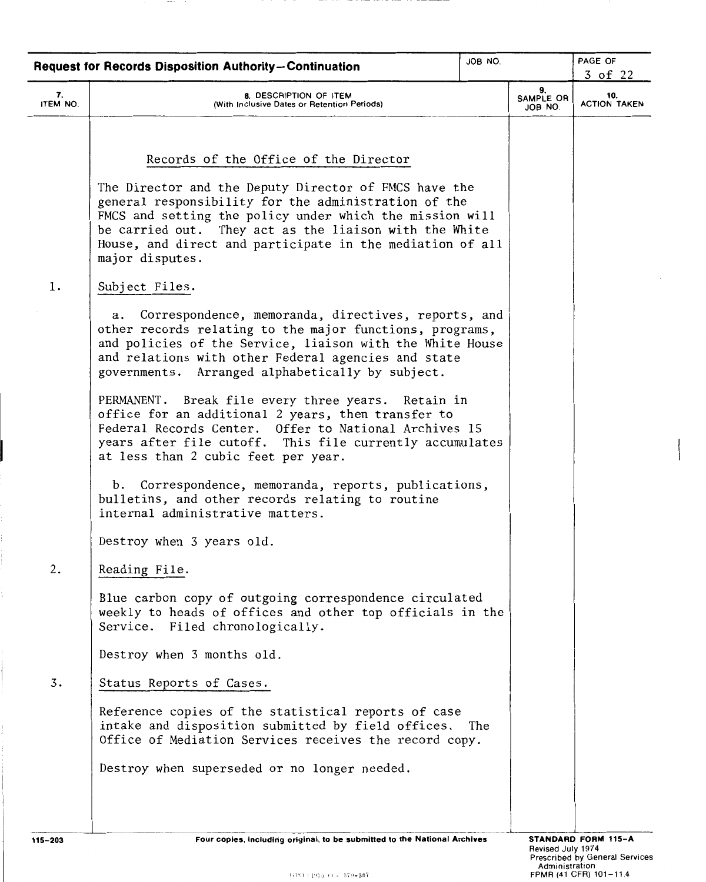**Request for Records Disposition Authority—Continuation**

| 7. ITEM NO. | 8. DESCRIPTION OF ITEM (With Inclusive Dates or Retention Periods) | 9. SAMPLE OR JOB NO. | 10. ACTION TAKEN |
|---|---|---|---|

## Records of the Office of the Director

The Director and the Deputy Director of FMCS have the general responsibility for the administration of the FMCS and setting the policy under which the mission will be carried out. They act as the liaison with the White House, and direct and participate in the mediation of all major disputes.

1. Subject Files.

   a. Correspondence, memoranda, directives, reports, and other records relating to the major functions, programs, and policies of the Service, liaison with the White House and relations with other Federal agencies and state governments. Arranged alphabetically by subject.

   PERMANENT. Break file every three years. Retain in office for an additional 2 years, then transfer to Federal Records Center. Offer to National Archives 15 years after file cutoff. This file currently accumulates at less than 2 cubic feet per year.

   b. Correspondence, memoranda, reports, publications, bulletins, and other records relating to routine internal administrative matters.

   Destroy when 3 years old.

2. Reading File.

   Blue carbon copy of outgoing correspondence circulated weekly to heads of offices and other top officials in the Service. Filed chronologically.

   Destroy when 3 months old.

3. Status Reports of Cases.

   Reference copies of the statistical reports of case intake and disposition submitted by field offices. The Office of Mediation Services receives the record copy.

   Destroy when superseded or no longer needed.

115-203 Four copies, including original, to be submitted to the National Archives

STANDARD FORM 115-A
Revised July 1974
Prescribed by General Services Administration
FPMR (41 CFR) 101-11.4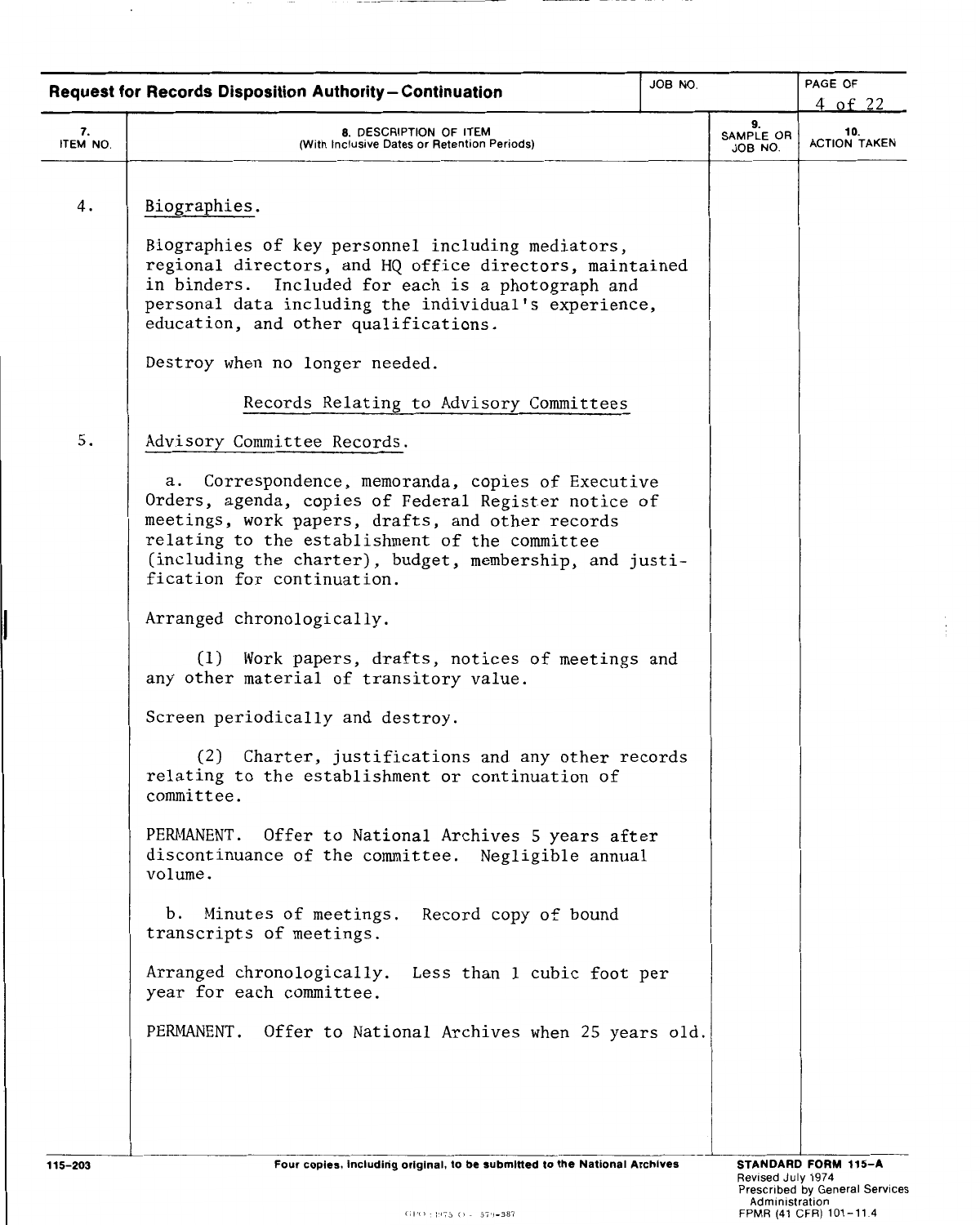**Request for Records Disposition Authority—Continuation**

| 7. ITEM NO. | 8. DESCRIPTION OF ITEM (With Inclusive Dates or Retention Periods) | 9. SAMPLE OR JOB NO. | 10. ACTION TAKEN |
|---|---|---|---|
| 4. | Biographies.<br><br>Biographies of key personnel including mediators, regional directors, and HQ office directors, maintained in binders. Included for each is a photograph and personal data including the individual's experience, education, and other qualifications.<br><br>Destroy when no longer needed. | | |
| | Records Relating to Advisory Committees | | |
| 5. | Advisory Committee Records.<br><br>a. Correspondence, memoranda, copies of Executive Orders, agenda, copies of Federal Register notice of meetings, work papers, drafts, and other records relating to the establishment of the committee (including the charter), budget, membership, and justification for continuation.<br><br>Arranged chronologically.<br><br>(1) Work papers, drafts, notices of meetings and any other material of transitory value.<br><br>Screen periodically and destroy.<br><br>(2) Charter, justifications and any other records relating to the establishment or continuation of committee.<br><br>PERMANENT. Offer to National Archives 5 years after discontinuance of the committee. Negligible annual volume.<br><br>b. Minutes of meetings. Record copy of bound transcripts of meetings.<br><br>Arranged chronologically. Less than 1 cubic foot per year for each committee.<br><br>PERMANENT. Offer to National Archives when 25 years old. | | |

115-203

Four copies, including original, to be submitted to the National Archives

STANDARD FORM 115-A
Revised July 1974
Prescribed by General Services Administration
FPMR (41 CFR) 101-11.4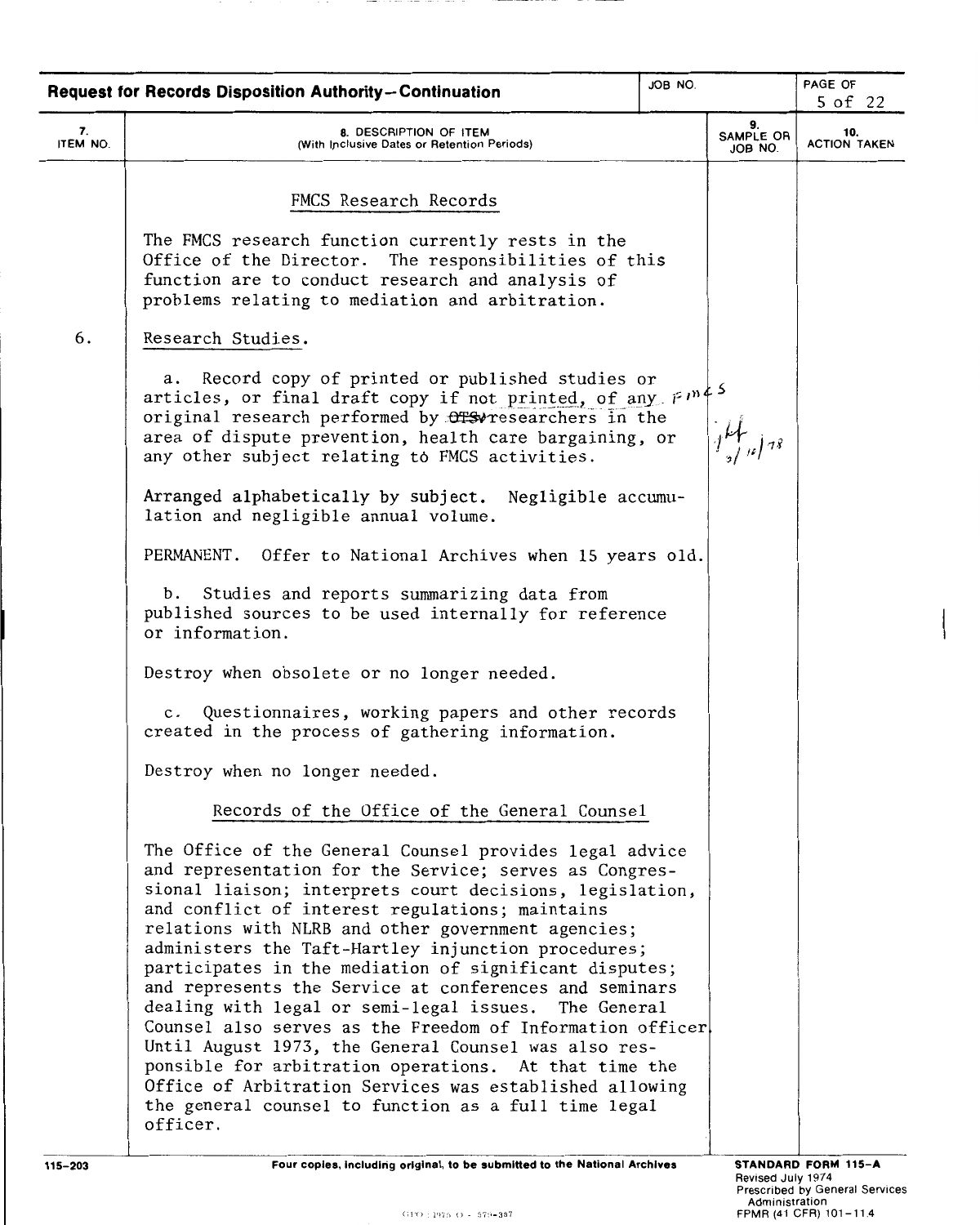**Request for Records Disposition Authority—Continuation**

| 7. ITEM NO. | 8. DESCRIPTION OF ITEM (With Inclusive Dates or Retention Periods) | 9. SAMPLE OR JOB NO. | 10. ACTION TAKEN |
|---|---|---|---|
| | **FMCS Research Records** | | |
| | The FMCS research function currently rests in the Office of the Director. The responsibilities of this function are to conduct research and analysis of problems relating to mediation and arbitration. | | |
| 6. | Research Studies. | | |
| | a. Record copy of printed or published studies or articles, or final draft copy if not printed, of any FMCS original research performed by ~~OTS~~ researchers in the area of dispute prevention, health care bargaining, or any other subject relating to FMCS activities.<br><br>Arranged alphabetically by subject. Negligible accumulation and negligible annual volume.<br><br>PERMANENT. Offer to National Archives when 15 years old. | jkf 3/16/78 | |
| | b. Studies and reports summarizing data from published sources to be used internally for reference or information.<br><br>Destroy when obsolete or no longer needed. | | |
| | c. Questionnaires, working papers and other records created in the process of gathering information.<br><br>Destroy when no longer needed. | | |
| | **Records of the Office of the General Counsel** | | |
| | The Office of the General Counsel provides legal advice and representation for the Service; serves as Congressional liaison; interprets court decisions, legislation, and conflict of interest regulations; maintains relations with NLRB and other government agencies; administers the Taft-Hartley injunction procedures; participates in the mediation of significant disputes; and represents the Service at conferences and seminars dealing with legal or semi-legal issues. The General Counsel also serves as the Freedom of Information officer. Until August 1973, the General Counsel was also responsible for arbitration operations. At that time the Office of Arbitration Services was established allowing the general counsel to function as a full time legal officer. | | |

115-203 Four copies, including original, to be submitted to the National Archives

STANDARD FORM 115-A
Revised July 1974
Prescribed by General Services Administration
FPMR (41 CFR) 101-11.4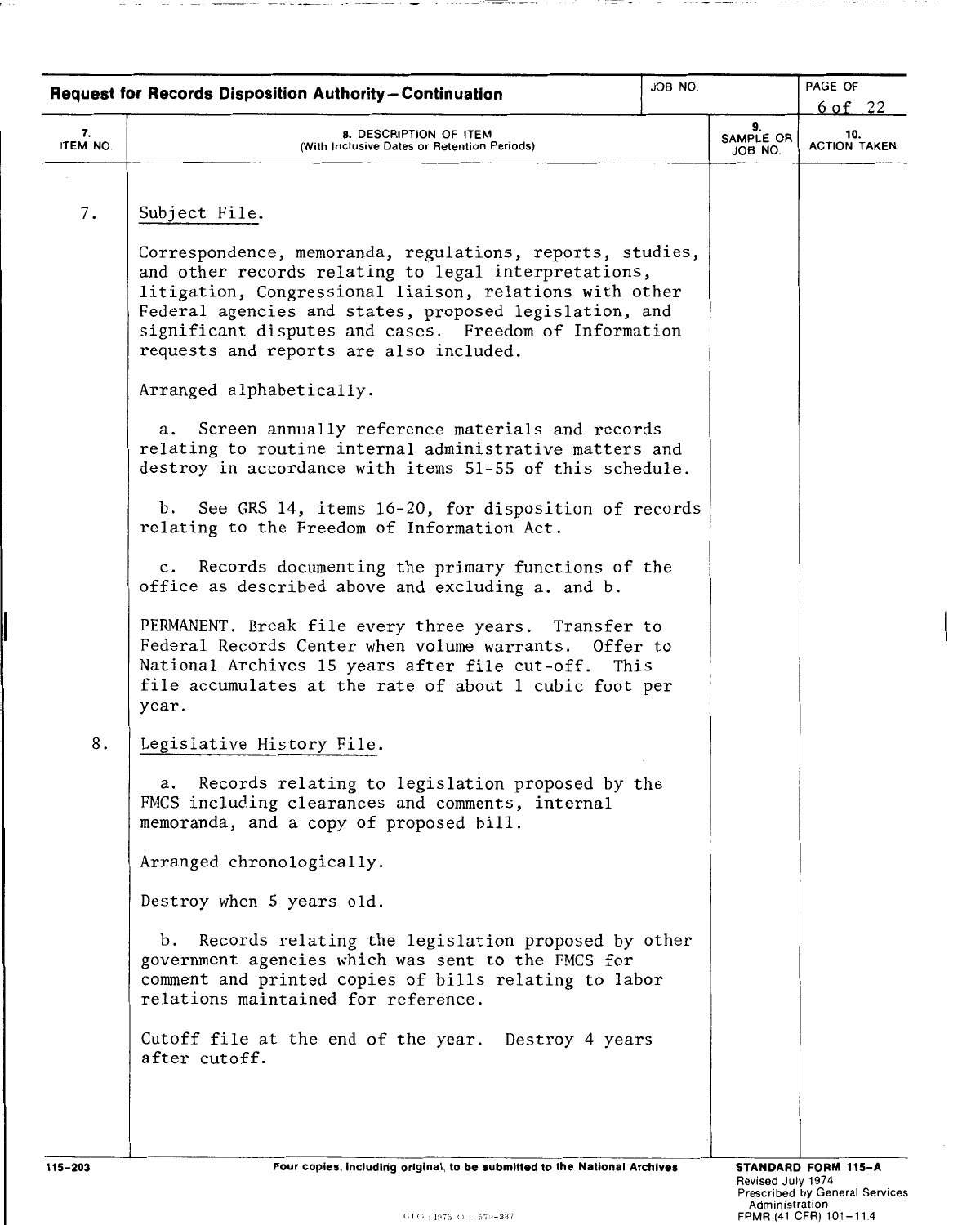## Request for Records Disposition Authority—Continuation

JOB NO.

| 7. ITEM NO. | 8. DESCRIPTION OF ITEM (With Inclusive Dates or Retention Periods) | 9. SAMPLE OR JOB NO. | 10. ACTION TAKEN |
|---|---|---|---|
| 7. | <u>Subject File.</u><br><br>Correspondence, memoranda, regulations, reports, studies, and other records relating to legal interpretations, litigation, Congressional liaison, relations with other Federal agencies and states, proposed legislation, and significant disputes and cases. Freedom of Information requests and reports are also included.<br><br>Arranged alphabetically.<br><br>a. Screen annually reference materials and records relating to routine internal administrative matters and destroy in accordance with items 51-55 of this schedule.<br><br>b. See GRS 14, items 16-20, for disposition of records relating to the Freedom of Information Act.<br><br>c. Records documenting the primary functions of the office as described above and excluding a. and b.<br><br>PERMANENT. Break file every three years. Transfer to Federal Records Center when volume warrants. Offer to National Archives 15 years after file cut-off. This file accumulates at the rate of about 1 cubic foot per year. | | |
| 8. | <u>Legislative History File.</u><br><br>a. Records relating to legislation proposed by the FMCS including clearances and comments, internal memoranda, and a copy of proposed bill.<br><br>Arranged chronologically.<br><br>Destroy when 5 years old.<br><br>b. Records relating the legislation proposed by other government agencies which was sent to the FMCS for comment and printed copies of bills relating to labor relations maintained for reference.<br><br>Cutoff file at the end of the year. Destroy 4 years after cutoff. | | |

115-203 Four copies, including original, to be submitted to the National Archives

STANDARD FORM 115-A
Revised July 1974
Prescribed by General Services Administration
FPMR (41 CFR) 101-11.4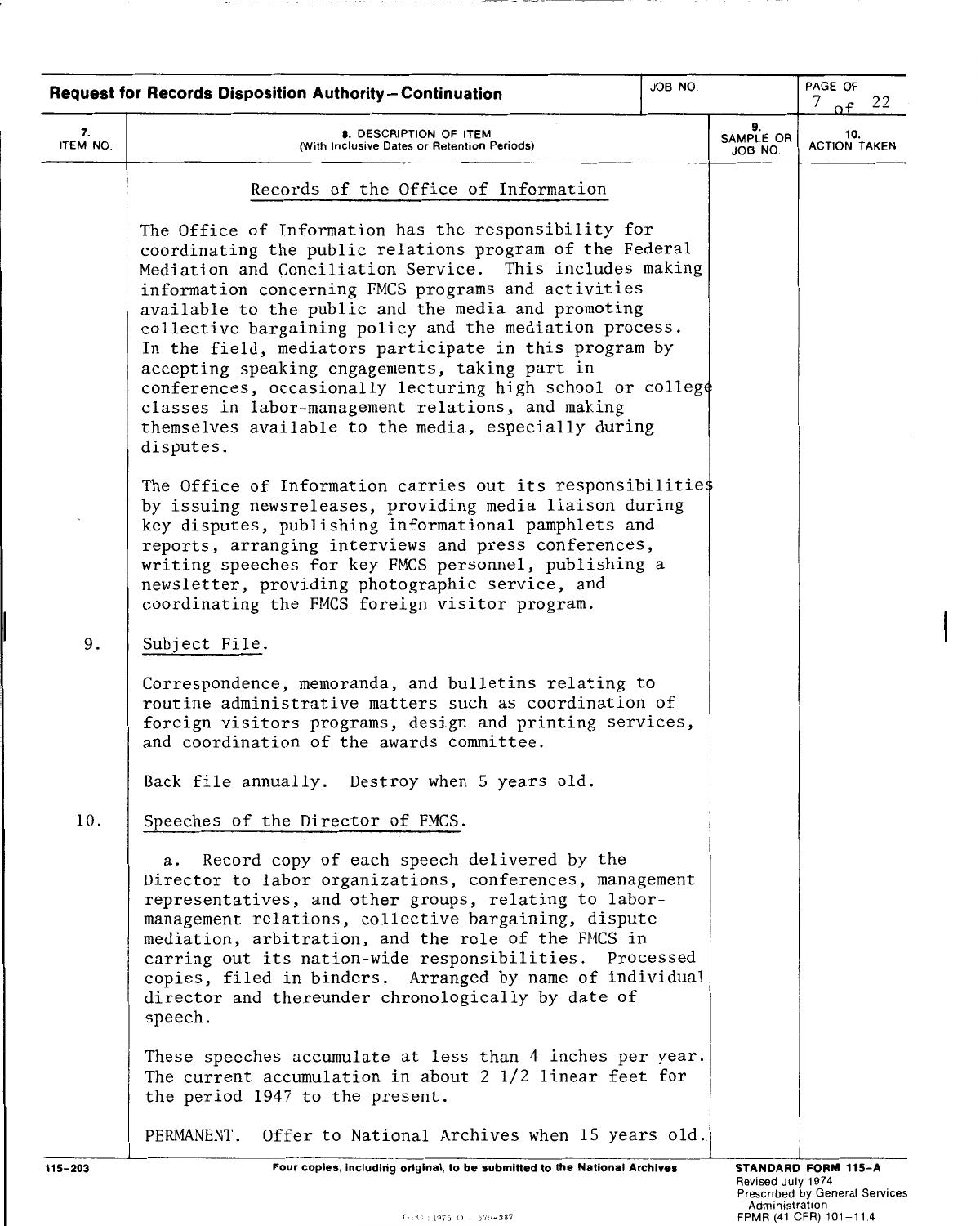**Request for Records Disposition Authority – Continuation**

| 7. ITEM NO. | 8. DESCRIPTION OF ITEM (With Inclusive Dates or Retention Periods) | 9. SAMPLE OR JOB NO. | 10. ACTION TAKEN |
|---|---|---|---|

## Records of the Office of Information

The Office of Information has the responsibility for coordinating the public relations program of the Federal Mediation and Conciliation Service. This includes making information concerning FMCS programs and activities available to the public and the media and promoting collective bargaining policy and the mediation process. In the field, mediators participate in this program by accepting speaking engagements, taking part in conferences, occasionally lecturing high school or college classes in labor-management relations, and making themselves available to the media, especially during disputes.

The Office of Information carries out its responsibilities by issuing newsreleases, providing media liaison during key disputes, publishing informational pamphlets and reports, arranging interviews and press conferences, writing speeches for key FMCS personnel, publishing a newsletter, providing photographic service, and coordinating the FMCS foreign visitor program.

9. Subject File.

Correspondence, memoranda, and bulletins relating to routine administrative matters such as coordination of foreign visitors programs, design and printing services, and coordination of the awards committee.

Back file annually. Destroy when 5 years old.

10. Speeches of the Director of FMCS.

a. Record copy of each speech delivered by the Director to labor organizations, conferences, management representatives, and other groups, relating to labor-management relations, collective bargaining, dispute mediation, arbitration, and the role of the FMCS in carring out its nation-wide responsibilities. Processed copies, filed in binders. Arranged by name of individual director and thereunder chronologically by date of speech.

These speeches accumulate at less than 4 inches per year. The current accumulation in about 2 1/2 linear feet for the period 1947 to the present.

PERMANENT. Offer to National Archives when 15 years old.

Four copies, including original, to be submitted to the National Archives

STANDARD FORM 115-A
Revised July 1974
Prescribed by General Services Administration
FPMR (41 CFR) 101-11.4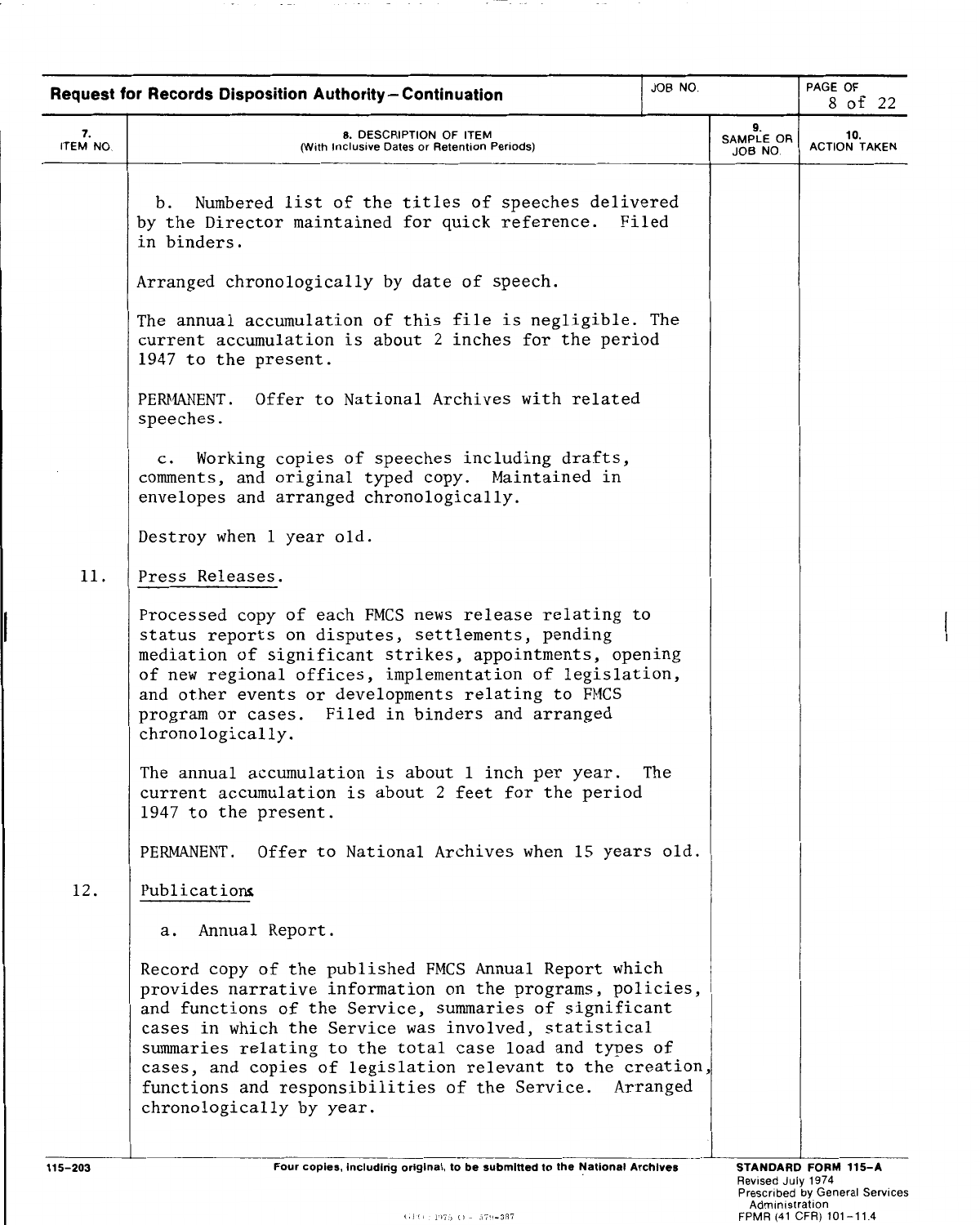**Request for Records Disposition Authority – Continuation**

| 7. ITEM NO. | 8. DESCRIPTION OF ITEM (With Inclusive Dates or Retention Periods) | 9. SAMPLE OR JOB NO. | 10. ACTION TAKEN |
|---|---|---|---|
| | b. Numbered list of the titles of speeches delivered by the Director maintained for quick reference. Filed in binders.<br><br>Arranged chronologically by date of speech.<br><br>The annual accumulation of this file is negligible. The current accumulation is about 2 inches for the period 1947 to the present.<br><br>PERMANENT. Offer to National Archives with related speeches. | | |
| | c. Working copies of speeches including drafts, comments, and original typed copy. Maintained in envelopes and arranged chronologically.<br><br>Destroy when 1 year old. | | |
| 11. | Press Releases.<br><br>Processed copy of each FMCS news release relating to status reports on disputes, settlements, pending mediation of significant strikes, appointments, opening of new regional offices, implementation of legislation, and other events or developments relating to FMCS program or cases. Filed in binders and arranged chronologically.<br><br>The annual accumulation is about 1 inch per year. The current accumulation is about 2 feet for the period 1947 to the present.<br><br>PERMANENT. Offer to National Archives when 15 years old. | | |
| 12. | Publications<br><br>a. Annual Report.<br><br>Record copy of the published FMCS Annual Report which provides narrative information on the programs, policies, and functions of the Service, summaries of significant cases in which the Service was involved, statistical summaries relating to the total case load and types of cases, and copies of legislation relevant to the creation, functions and responsibilities of the Service. Arranged chronologically by year. | | |

115-203 Four copies, including original, to be submitted to the National Archives

STANDARD FORM 115-A
Revised July 1974
Prescribed by General Services Administration
FPMR (41 CFR) 101-11.4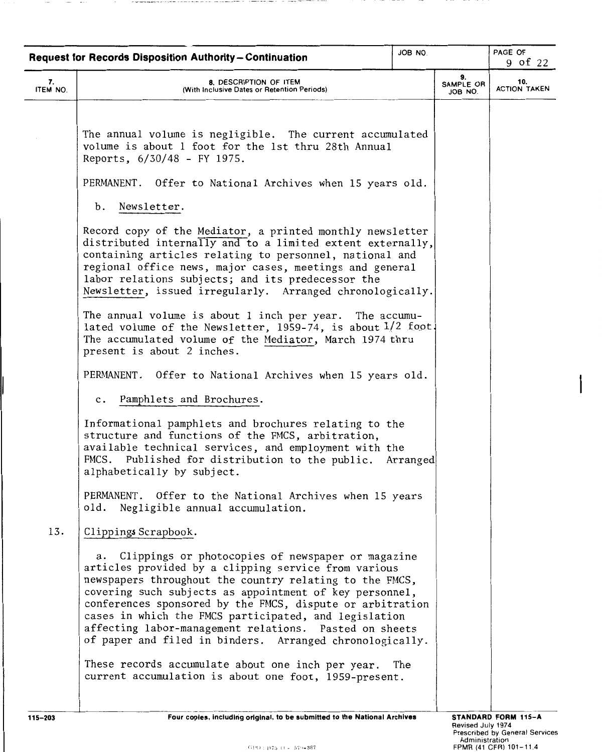**Request for Records Disposition Authority — Continuation**

| 7. ITEM NO. | 8. DESCRIPTION OF ITEM (With Inclusive Dates or Retention Periods) | 9. SAMPLE OR JOB NO. | 10. ACTION TAKEN |
|---|---|---|---|

The annual volume is negligible. The current accumulated volume is about 1 foot for the 1st thru 28th Annual Reports, 6/30/48 - FY 1975.

PERMANENT. Offer to National Archives when 15 years old.

b. Newsletter.

Record copy of the Mediator, a printed monthly newsletter distributed internally and to a limited extent externally, containing articles relating to personnel, national and regional office news, major cases, meetings and general labor relations subjects; and its predecessor the Newsletter, issued irregularly. Arranged chronologically.

The annual volume is about 1 inch per year. The accumulated volume of the Newsletter, 1959-74, is about 1/2 foot. The accumulated volume of the Mediator, March 1974 thru present is about 2 inches.

PERMANENT. Offer to National Archives when 15 years old.

c. Pamphlets and Brochures.

Informational pamphlets and brochures relating to the structure and functions of the FMCS, arbitration, available technical services, and employment with the FMCS. Published for distribution to the public. Arranged alphabetically by subject.

PERMANENT. Offer to the National Archives when 15 years old. Negligible annual accumulation.

13. Clippings Scrapbook.

a. Clippings or photocopies of newspaper or magazine articles provided by a clipping service from various newspapers throughout the country relating to the FMCS, covering such subjects as appointment of key personnel, conferences sponsored by the FMCS, dispute or arbitration cases in which the FMCS participated, and legislation affecting labor-management relations. Pasted on sheets of paper and filed in binders. Arranged chronologically.

These records accumulate about one inch per year. The current accumulation is about one foot, 1959-present.

115-203 — Four copies, including original, to be submitted to the National Archives — STANDARD FORM 115-A, Revised July 1974, Prescribed by General Services Administration, FPMR (41 CFR) 101-11.4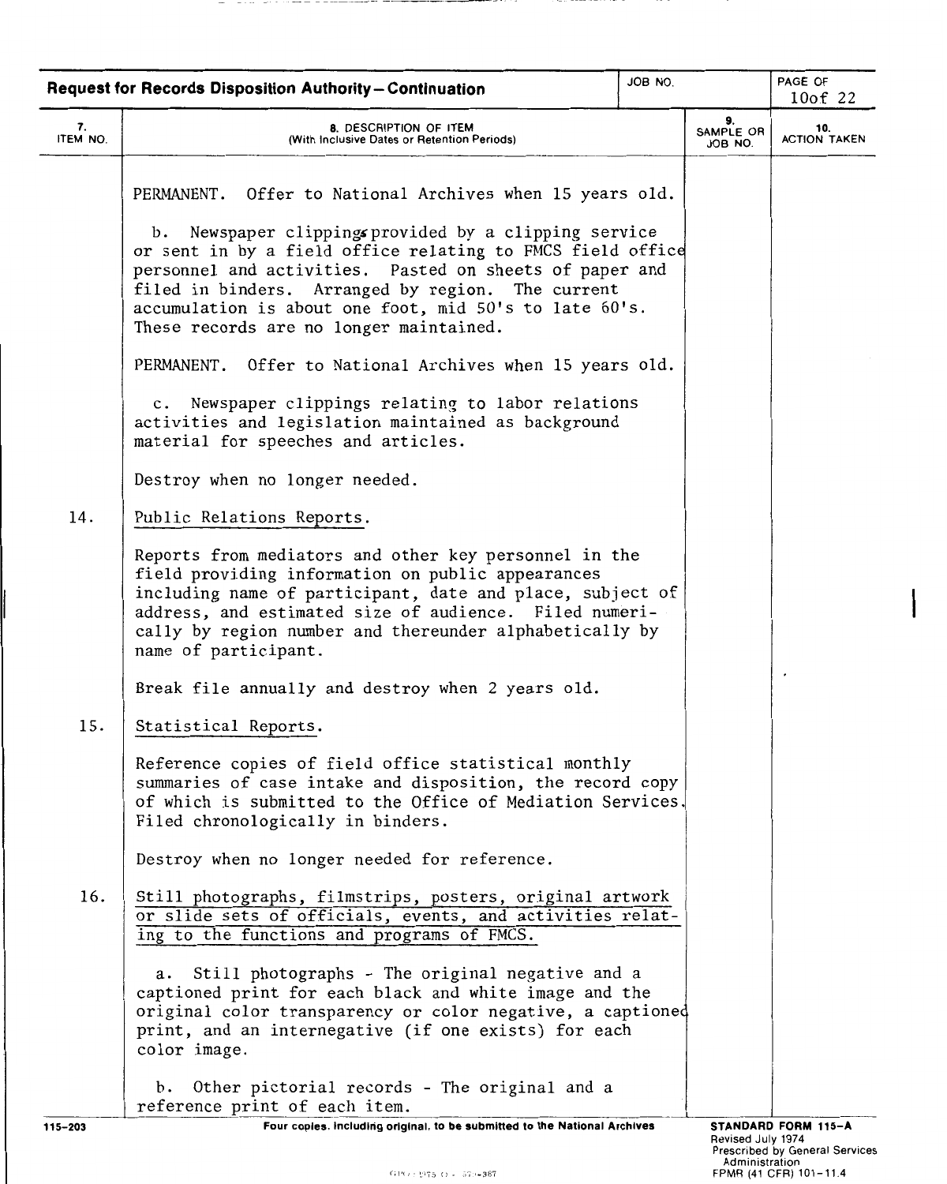**Request for Records Disposition Authority – Continuation**

| 7. ITEM NO. | 8. DESCRIPTION OF ITEM (With Inclusive Dates or Retention Periods) | 9. SAMPLE OR JOB NO. | 10. ACTION TAKEN |
|---|---|---|---|
| | PERMANENT. Offer to National Archives when 15 years old. | | |
| | b. Newspaper clippings provided by a clipping service or sent in by a field office relating to FMCS field office personnel and activities. Pasted on sheets of paper and filed in binders. Arranged by region. The current accumulation is about one foot, mid 50's to late 60's. These records are no longer maintained. | | |
| | PERMANENT. Offer to National Archives when 15 years old. | | |
| | c. Newspaper clippings relating to labor relations activities and legislation maintained as background material for speeches and articles. | | |
| | Destroy when no longer needed. | | |
| 14. | Public Relations Reports. | | |
| | Reports from mediators and other key personnel in the field providing information on public appearances including name of participant, date and place, subject of address, and estimated size of audience. Filed numerically by region number and thereunder alphabetically by name of participant. | | |
| | Break file annually and destroy when 2 years old. | | |
| 15. | Statistical Reports. | | |
| | Reference copies of field office statistical monthly summaries of case intake and disposition, the record copy of which is submitted to the Office of Mediation Services. Filed chronologically in binders. | | |
| | Destroy when no longer needed for reference. | | |
| 16. | Still photographs, filmstrips, posters, original artwork or slide sets of officials, events, and activities relating to the functions and programs of FMCS. | | |
| | a. Still photographs - The original negative and a captioned print for each black and white image and the original color transparency or color negative, a captioned print, and an internegative (if one exists) for each color image. | | |
| | b. Other pictorial records - The original and a reference print of each item. | | |

115-203 — Four copies, including original, to be submitted to the National Archives

STANDARD FORM 115-A
Revised July 1974
Prescribed by General Services Administration
FPMR (41 CFR) 101-11.4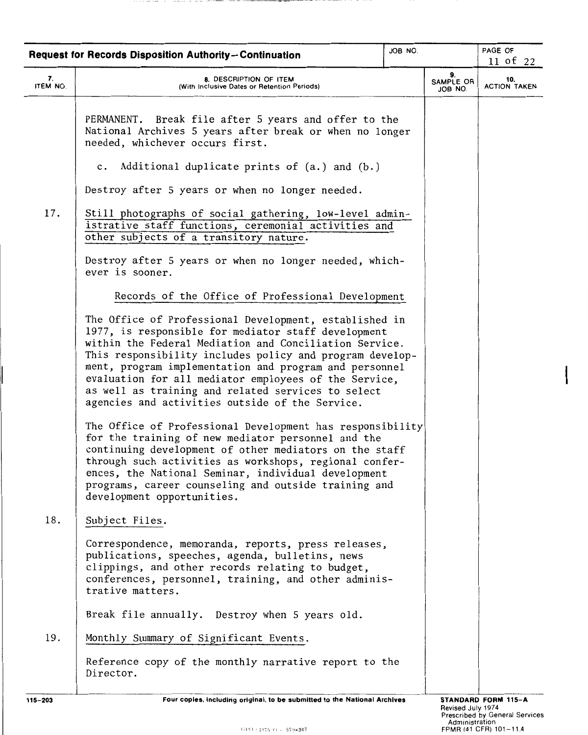**Request for Records Disposition Authority—Continuation**

| 7. ITEM NO. | 8. DESCRIPTION OF ITEM (With Inclusive Dates or Retention Periods) | 9. SAMPLE OR JOB NO. | 10. ACTION TAKEN |
|---|---|---|---|
| | PERMANENT. Break file after 5 years and offer to the National Archives 5 years after break or when no longer needed, whichever occurs first. | | |
| | c. Additional duplicate prints of (a.) and (b.) | | |
| | Destroy after 5 years or when no longer needed. | | |
| 17. | Still photographs of social gathering, low-level administrative staff functions, ceremonial activities and other subjects of a transitory nature. | | |
| | Destroy after 5 years or when no longer needed, whichever is sooner. | | |
| | Records of the Office of Professional Development | | |
| | The Office of Professional Development, established in 1977, is responsible for mediator staff development within the Federal Mediation and Conciliation Service. This responsibility includes policy and program development, program implementation and program and personnel evaluation for all mediator employees of the Service, as well as training and related services to select agencies and activities outside of the Service. | | |
| | The Office of Professional Development has responsibility for the training of new mediator personnel and the continuing development of other mediators on the staff through such activities as workshops, regional conferences, the National Seminar, individual development programs, career counseling and outside training and development opportunities. | | |
| 18. | Subject Files. | | |
| | Correspondence, memoranda, reports, press releases, publications, speeches, agenda, bulletins, news clippings, and other records relating to budget, conferences, personnel, training, and other administrative matters. | | |
| | Break file annually. Destroy when 5 years old. | | |
| 19. | Monthly Summary of Significant Events. | | |
| | Reference copy of the monthly narrative report to the Director. | | |

115-203 Four copies, including original, to be submitted to the National Archives

STANDARD FORM 115-A Revised July 1974 Prescribed by General Services Administration FPMR (41 CFR) 101-11.4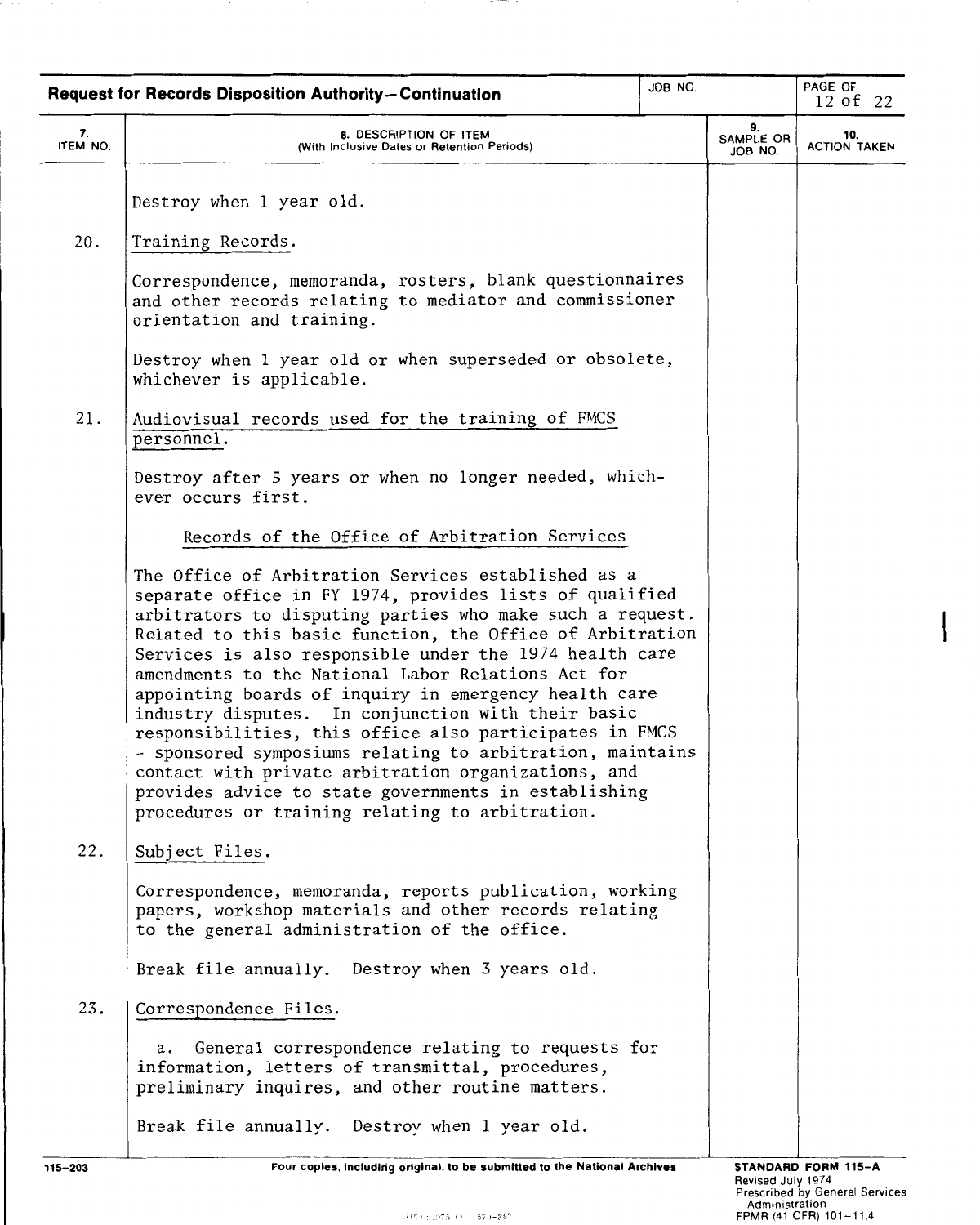**Request for Records Disposition Authority—Continuation**

| 7. ITEM NO. | 8. DESCRIPTION OF ITEM (With Inclusive Dates or Retention Periods) | 9. SAMPLE OR JOB NO. | 10. ACTION TAKEN |
|---|---|---|---|
| | Destroy when 1 year old. | | |
| 20. | Training Records. | | |
| | Correspondence, memoranda, rosters, blank questionnaires and other records relating to mediator and commissioner orientation and training. | | |
| | Destroy when 1 year old or when superseded or obsolete, whichever is applicable. | | |
| 21. | Audiovisual records used for the training of FMCS personnel. | | |
| | Destroy after 5 years or when no longer needed, whichever occurs first. | | |
| | Records of the Office of Arbitration Services | | |
| | The Office of Arbitration Services established as a separate office in FY 1974, provides lists of qualified arbitrators to disputing parties who make such a request. Related to this basic function, the Office of Arbitration Services is also responsible under the 1974 health care amendments to the National Labor Relations Act for appointing boards of inquiry in emergency health care industry disputes. In conjunction with their basic responsibilities, this office also participates in FMCS - sponsored symposiums relating to arbitration, maintains contact with private arbitration organizations, and provides advice to state governments in establishing procedures or training relating to arbitration. | | |
| 22. | Subject Files. | | |
| | Correspondence, memoranda, reports publication, working papers, workshop materials and other records relating to the general administration of the office. | | |
| | Break file annually. Destroy when 3 years old. | | |
| 23. | Correspondence Files. | | |
| | a. General correspondence relating to requests for information, letters of transmittal, procedures, preliminary inquires, and other routine matters. | | |
| | Break file annually. Destroy when 1 year old. | | |

115-203 Four copies, including original, to be submitted to the National Archives

STANDARD FORM 115-A
Revised July 1974
Prescribed by General Services Administration
FPMR (41 CFR) 101-11.4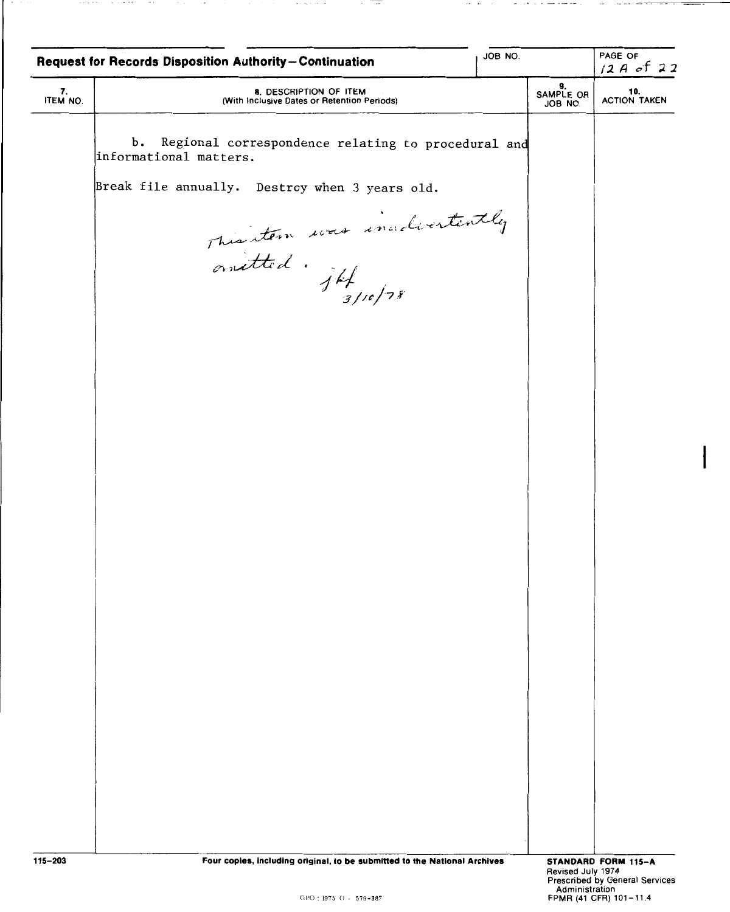## Request for Records Disposition Authority—Continuation

JOB NO.

PAGE OF 12 A of 22

| 7. ITEM NO. | 8. DESCRIPTION OF ITEM (With Inclusive Dates or Retention Periods) | 9. SAMPLE OR JOB NO. | 10. ACTION TAKEN |
|---|---|---|---|
| | b. Regional correspondence relating to procedural and informational matters.<br><br>Break file annually. Destroy when 3 years old.<br><br>*This item was inadvertently omitted. jkf 3/10/78* | | |

115-203

**Four copies, including original, to be submitted to the National Archives**

**STANDARD FORM 115-A**
Revised July 1974
Prescribed by General Services Administration
FPMR (41 CFR) 101-11.4

GPO : 1975 O - 579-387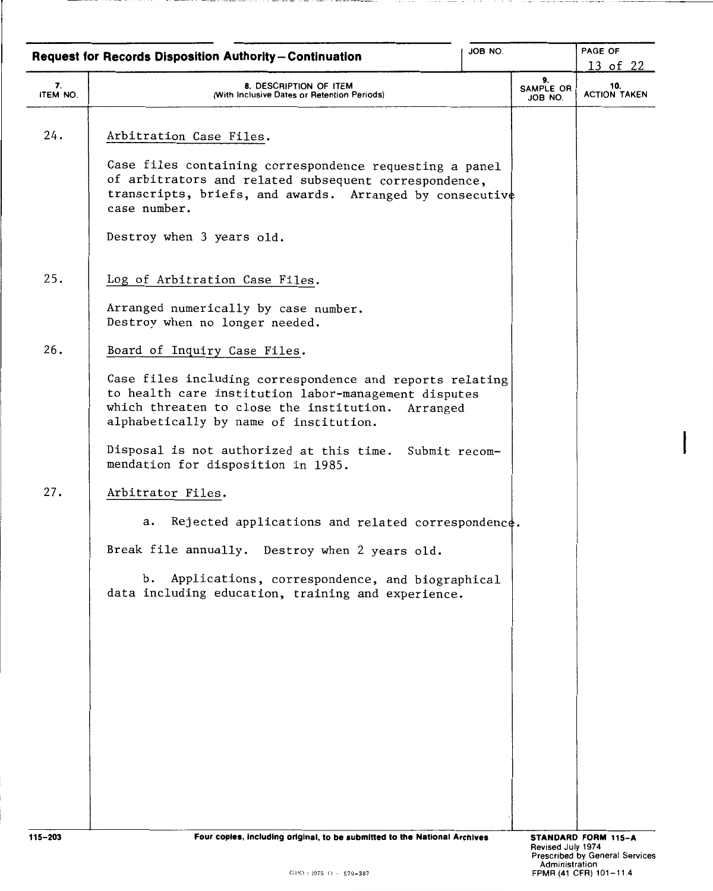**Request for Records Disposition Authority—Continuation**

JOB NO.

| 7. ITEM NO. | 8. DESCRIPTION OF ITEM (With Inclusive Dates or Retention Periods) | 9. SAMPLE OR JOB NO. | 10. ACTION TAKEN |
|---|---|---|---|
| 24. | Arbitration Case Files. <br><br> Case files containing correspondence requesting a panel of arbitrators and related subsequent correspondence, transcripts, briefs, and awards. Arranged by consecutive case number. <br><br> Destroy when 3 years old. | | |
| 25. | Log of Arbitration Case Files. <br><br> Arranged numerically by case number. Destroy when no longer needed. | | |
| 26. | Board of Inquiry Case Files. <br><br> Case files including correspondence and reports relating to health care institution labor-management disputes which threaten to close the institution. Arranged alphabetically by name of institution. <br><br> Disposal is not authorized at this time. Submit recommendation for disposition in 1985. | | |
| 27. | Arbitrator Files. <br><br> a. Rejected applications and related correspondence. <br><br> Break file annually. Destroy when 2 years old. <br><br> b. Applications, correspondence, and biographical data including education, training and experience. | | |

115-203

Four copies, including original, to be submitted to the National Archives

STANDARD FORM 115-A
Revised July 1974
Prescribed by General Services Administration
FPMR (41 CFR) 101-11.4

GPO : 1975 O - 579-387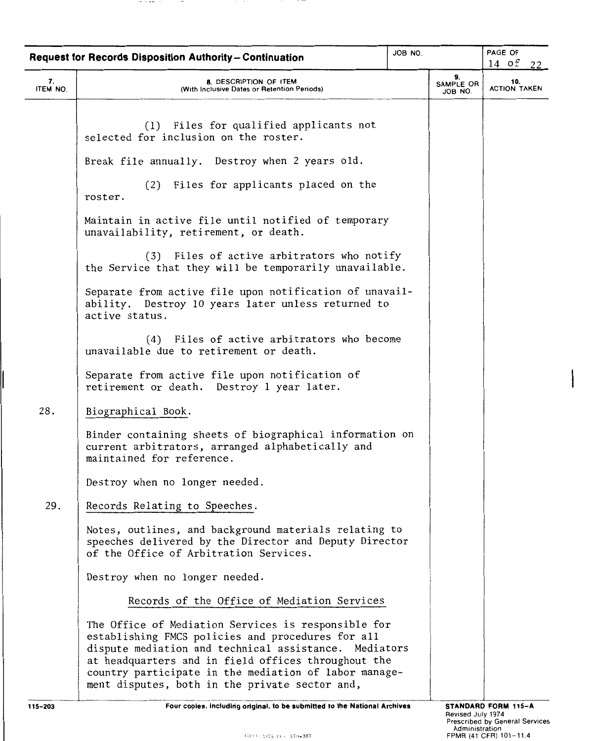**Request for Records Disposition Authority—Continuation**

| 7. ITEM NO. | 8. DESCRIPTION OF ITEM (With Inclusive Dates or Retention Periods) | 9. SAMPLE OR JOB NO. | 10. ACTION TAKEN |
|---|---|---|---|
| | (1) Files for qualified applicants not selected for inclusion on the roster.<br><br>Break file annually. Destroy when 2 years old.<br><br>(2) Files for applicants placed on the roster.<br><br>Maintain in active file until notified of temporary unavailability, retirement, or death.<br><br>(3) Files of active arbitrators who notify the Service that they will be temporarily unavailable.<br><br>Separate from active file upon notification of unavailability. Destroy 10 years later unless returned to active status.<br><br>(4) Files of active arbitrators who become unavailable due to retirement or death.<br><br>Separate from active file upon notification of retirement or death. Destroy 1 year later. | | |
| 28. | Biographical Book.<br><br>Binder containing sheets of biographical information on current arbitrators, arranged alphabetically and maintained for reference.<br><br>Destroy when no longer needed. | | |
| 29. | Records Relating to Speeches.<br><br>Notes, outlines, and background materials relating to speeches delivered by the Director and Deputy Director of the Office of Arbitration Services.<br><br>Destroy when no longer needed. | | |
| | Records of the Office of Mediation Services<br><br>The Office of Mediation Services is responsible for establishing FMCS policies and procedures for all dispute mediation and technical assistance. Mediators at headquarters and in field offices throughout the country participate in the mediation of labor management disputes, both in the private sector and, | | |

115-203 Four copies, including original, to be submitted to the National Archives

STANDARD FORM 115-A
Revised July 1974
Prescribed by General Services Administration
FPMR (41 CFR) 101-11.4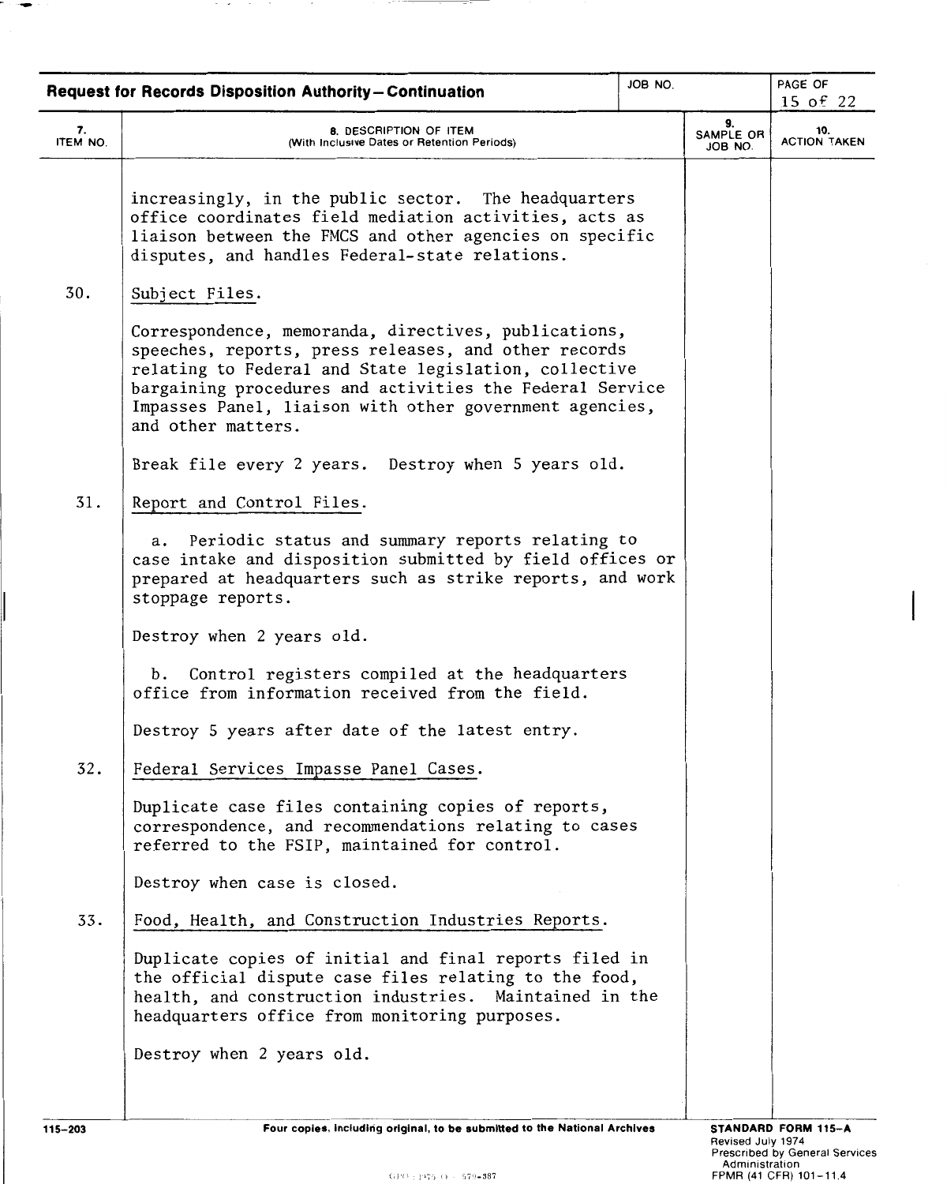**Request for Records Disposition Authority—Continuation**

| 7. ITEM NO. | 8. DESCRIPTION OF ITEM (With Inclusive Dates or Retention Periods) | 9. SAMPLE OR JOB NO. | 10. ACTION TAKEN |
|---|---|---|---|
| | increasingly, in the public sector. The headquarters office coordinates field mediation activities, acts as liaison between the FMCS and other agencies on specific disputes, and handles Federal-state relations. | | |
| 30. | Subject Files.<br><br>Correspondence, memoranda, directives, publications, speeches, reports, press releases, and other records relating to Federal and State legislation, collective bargaining procedures and activities the Federal Service Impasses Panel, liaison with other government agencies, and other matters.<br><br>Break file every 2 years. Destroy when 5 years old. | | |
| 31. | Report and Control Files.<br><br>a. Periodic status and summary reports relating to case intake and disposition submitted by field offices or prepared at headquarters such as strike reports, and work stoppage reports.<br><br>Destroy when 2 years old.<br><br>b. Control registers compiled at the headquarters office from information received from the field.<br><br>Destroy 5 years after date of the latest entry. | | |
| 32. | Federal Services Impasse Panel Cases.<br><br>Duplicate case files containing copies of reports, correspondence, and recommendations relating to cases referred to the FSIP, maintained for control.<br><br>Destroy when case is closed. | | |
| 33. | Food, Health, and Construction Industries Reports.<br><br>Duplicate copies of initial and final reports filed in the official dispute case files relating to the food, health, and construction industries. Maintained in the headquarters office from monitoring purposes.<br><br>Destroy when 2 years old. | | |

115-203 Four copies, including original, to be submitted to the National Archives

STANDARD FORM 115-A
Revised July 1974
Prescribed by General Services Administration
FPMR (41 CFR) 101-11.4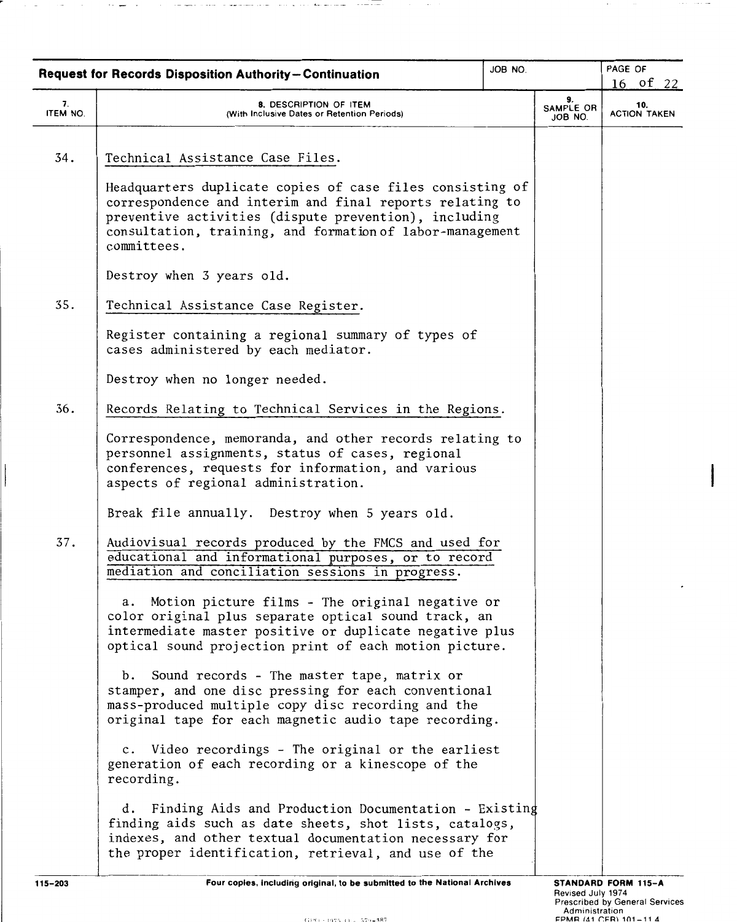**Request for Records Disposition Authority—Continuation**

| 7. ITEM NO. | 8. DESCRIPTION OF ITEM (With Inclusive Dates or Retention Periods) | 9. SAMPLE OR JOB NO. | 10. ACTION TAKEN |
|---|---|---|---|
| 34. | <u>Technical Assistance Case Files.</u><br><br>Headquarters duplicate copies of case files consisting of correspondence and interim and final reports relating to preventive activities (dispute prevention), including consultation, training, and formation of labor-management committees.<br><br>Destroy when 3 years old. | | |
| 35. | <u>Technical Assistance Case Register.</u><br><br>Register containing a regional summary of types of cases administered by each mediator.<br><br>Destroy when no longer needed. | | |
| 36. | <u>Records Relating to Technical Services in the Regions.</u><br><br>Correspondence, memoranda, and other records relating to personnel assignments, status of cases, regional conferences, requests for information, and various aspects of regional administration.<br><br>Break file annually. Destroy when 5 years old. | | |
| 37. | <u>Audiovisual records produced by the FMCS and used for educational and informational purposes, or to record mediation and conciliation sessions in progress.</u><br><br>a. Motion picture films - The original negative or color original plus separate optical sound track, an intermediate master positive or duplicate negative plus optical sound projection print of each motion picture.<br><br>b. Sound records - The master tape, matrix or stamper, and one disc pressing for each conventional mass-produced multiple copy disc recording and the original tape for each magnetic audio tape recording.<br><br>c. Video recordings - The original or the earliest generation of each recording or a kinescope of the recording.<br><br>d. Finding Aids and Production Documentation - Existing finding aids such as date sheets, shot lists, catalogs, indexes, and other textual documentation necessary for the proper identification, retrieval, and use of the | | |

115-203 Four copies, including original, to be submitted to the National Archives

STANDARD FORM 115-A
Revised July 1974
Prescribed by General Services Administration
FPMR (41 CFR) 101-11.4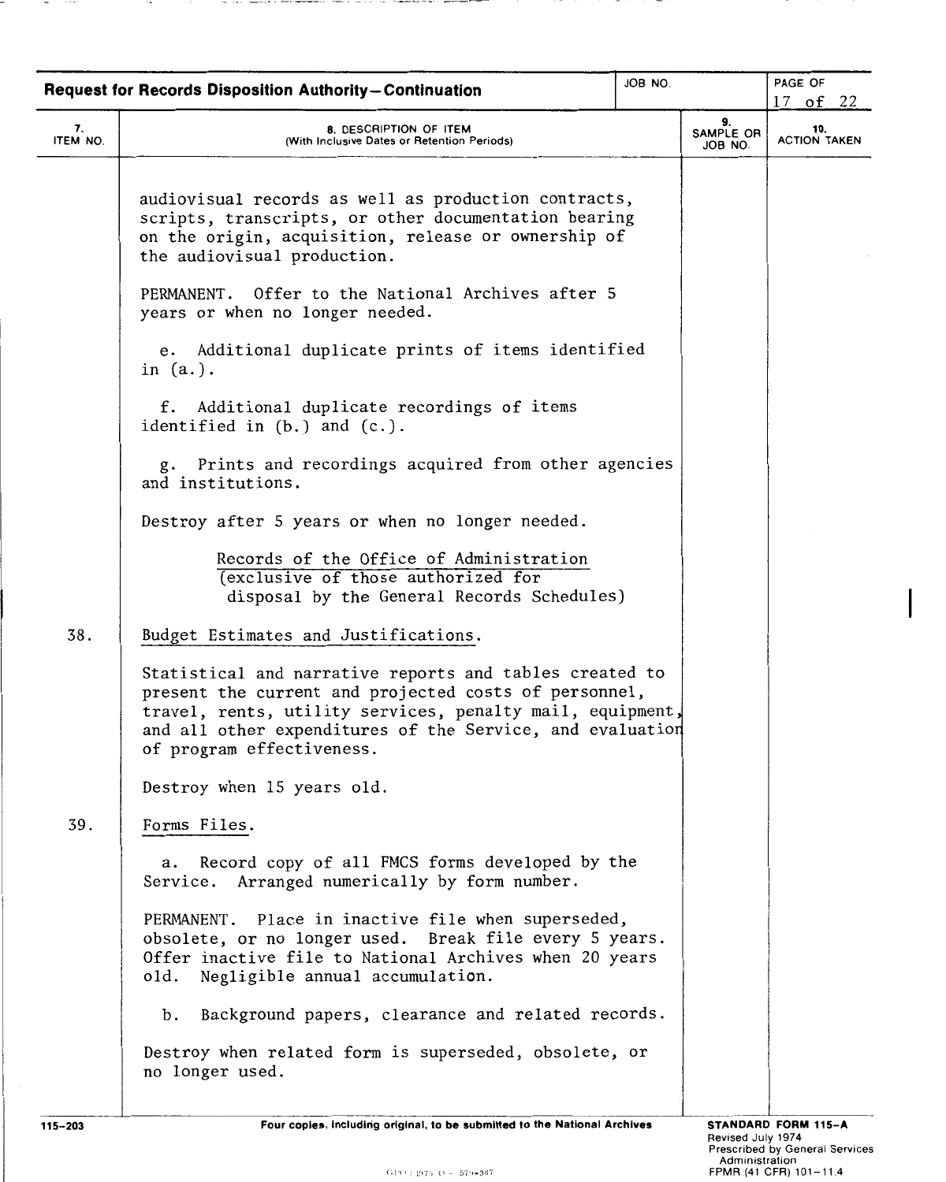**Request for Records Disposition Authority—Continuation**

| 7. ITEM NO. | 8. DESCRIPTION OF ITEM (With Inclusive Dates or Retention Periods) | 9. SAMPLE OR JOB NO. | 10. ACTION TAKEN |
|---|---|---|---|
| | audiovisual records as well as production contracts, scripts, transcripts, or other documentation bearing on the origin, acquisition, release or ownership of the audiovisual production. | | |
| | PERMANENT. Offer to the National Archives after 5 years or when no longer needed. | | |
| | e. Additional duplicate prints of items identified in (a.). | | |
| | f. Additional duplicate recordings of items identified in (b.) and (c.). | | |
| | g. Prints and recordings acquired from other agencies and institutions. | | |
| | Destroy after 5 years or when no longer needed. | | |
| | Records of the Office of Administration (exclusive of those authorized for disposal by the General Records Schedules) | | |
| 38. | Budget Estimates and Justifications. | | |
| | Statistical and narrative reports and tables created to present the current and projected costs of personnel, travel, rents, utility services, penalty mail, equipment, and all other expenditures of the Service, and evaluation of program effectiveness. | | |
| | Destroy when 15 years old. | | |
| 39. | Forms Files. | | |
| | a. Record copy of all FMCS forms developed by the Service. Arranged numerically by form number. | | |
| | PERMANENT. Place in inactive file when superseded, obsolete, or no longer used. Break file every 5 years. Offer inactive file to National Archives when 20 years old. Negligible annual accumulation. | | |
| | b. Background papers, clearance and related records. | | |
| | Destroy when related form is superseded, obsolete, or no longer used. | | |

Four copies, including original, to be submitted to the National Archives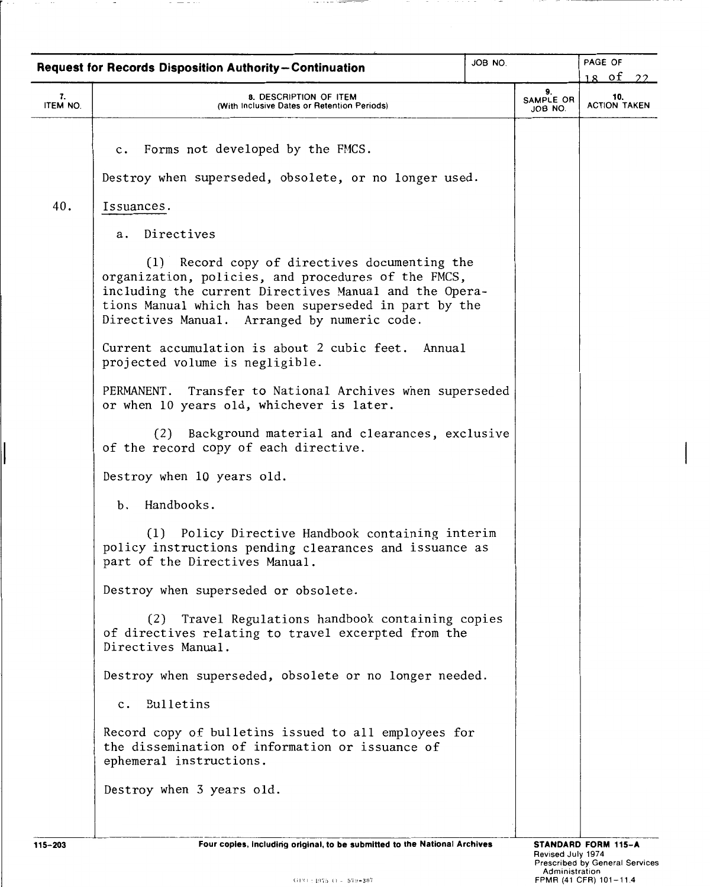**Request for Records Disposition Authority—Continuation**

| 7. ITEM NO. | 8. DESCRIPTION OF ITEM (With Inclusive Dates or Retention Periods) | 9. SAMPLE OR JOB NO. | 10. ACTION TAKEN |
|---|---|---|---|
| | c. Forms not developed by the FMCS. | | |
| | Destroy when superseded, obsolete, or no longer used. | | |
| 40. | Issuances. | | |
| | a. Directives | | |
| | (1) Record copy of directives documenting the organization, policies, and procedures of the FMCS, including the current Directives Manual and the Operations Manual which has been superseded in part by the Directives Manual. Arranged by numeric code. | | |
| | Current accumulation is about 2 cubic feet. Annual projected volume is negligible. | | |
| | PERMANENT. Transfer to National Archives when superseded or when 10 years old, whichever is later. | | |
| | (2) Background material and clearances, exclusive of the record copy of each directive. | | |
| | Destroy when 10 years old. | | |
| | b. Handbooks. | | |
| | (1) Policy Directive Handbook containing interim policy instructions pending clearances and issuance as part of the Directives Manual. | | |
| | Destroy when superseded or obsolete. | | |
| | (2) Travel Regulations handbook containing copies of directives relating to travel excerpted from the Directives Manual. | | |
| | Destroy when superseded, obsolete or no longer needed. | | |
| | c. Bulletins | | |
| | Record copy of bulletins issued to all employees for the dissemination of information or issuance of ephemeral instructions. | | |
| | Destroy when 3 years old. | | |

115-203 Four copies, including original, to be submitted to the National Archives

STANDARD FORM 115-A
Revised July 1974
Prescribed by General Services Administration
FPMR (41 CFR) 101-11.4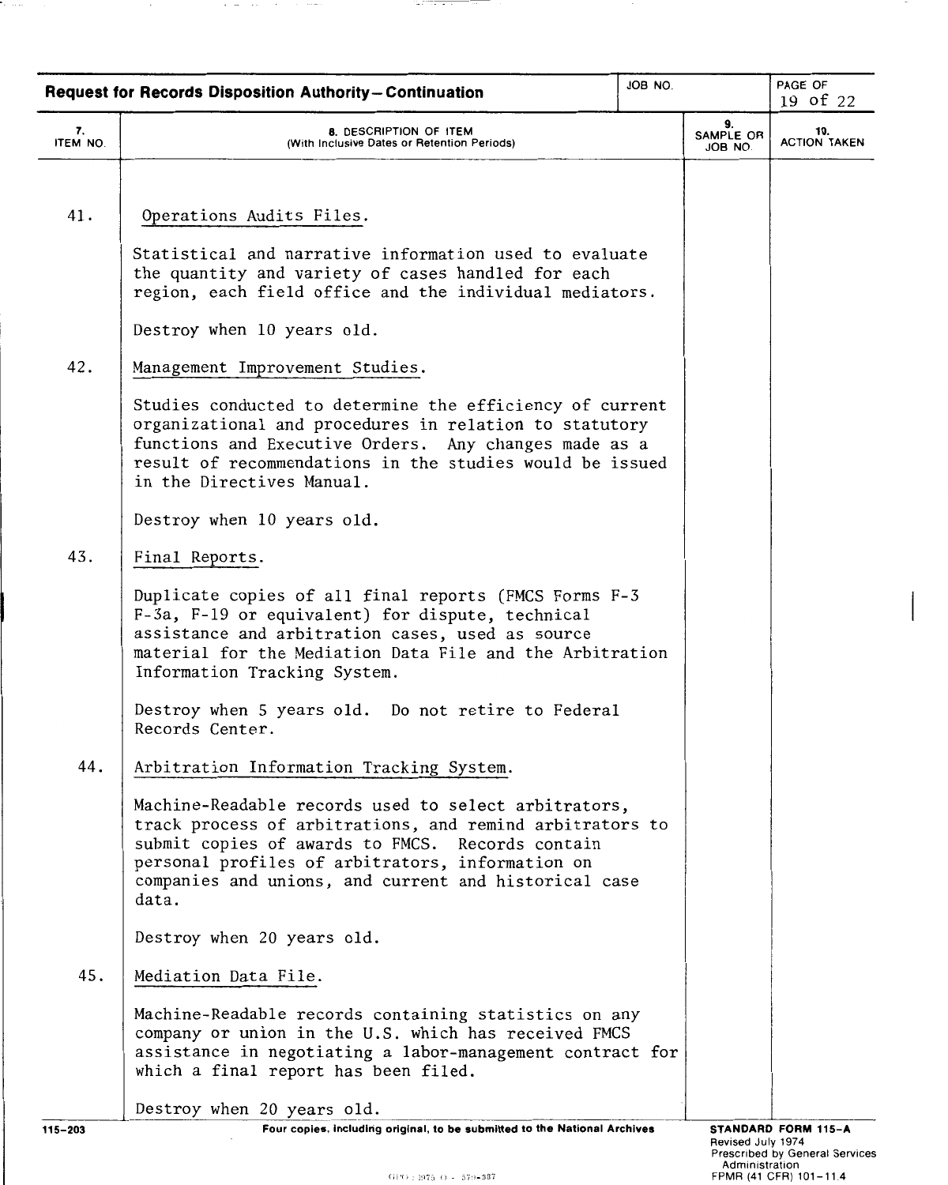**Request for Records Disposition Authority—Continuation**

| 7. ITEM NO. | 8. DESCRIPTION OF ITEM (With Inclusive Dates or Retention Periods) | 9. SAMPLE OR JOB NO. | 10. ACTION TAKEN |
|---|---|---|---|
| 41. | Operations Audits Files.<br><br>Statistical and narrative information used to evaluate the quantity and variety of cases handled for each region, each field office and the individual mediators.<br><br>Destroy when 10 years old. | | |
| 42. | Management Improvement Studies.<br><br>Studies conducted to determine the efficiency of current organizational and procedures in relation to statutory functions and Executive Orders. Any changes made as a result of recommendations in the studies would be issued in the Directives Manual.<br><br>Destroy when 10 years old. | | |
| 43. | Final Reports.<br><br>Duplicate copies of all final reports (FMCS Forms F-3 F-3a, F-19 or equivalent) for dispute, technical assistance and arbitration cases, used as source material for the Mediation Data File and the Arbitration Information Tracking System.<br><br>Destroy when 5 years old. Do not retire to Federal Records Center. | | |
| 44. | Arbitration Information Tracking System.<br><br>Machine-Readable records used to select arbitrators, track process of arbitrations, and remind arbitrators to submit copies of awards to FMCS. Records contain personal profiles of arbitrators, information on companies and unions, and current and historical case data.<br><br>Destroy when 20 years old. | | |
| 45. | Mediation Data File.<br><br>Machine-Readable records containing statistics on any company or union in the U.S. which has received FMCS assistance in negotiating a labor-management contract for which a final report has been filed.<br><br>Destroy when 20 years old. | | |

Four copies, including original, to be submitted to the National Archives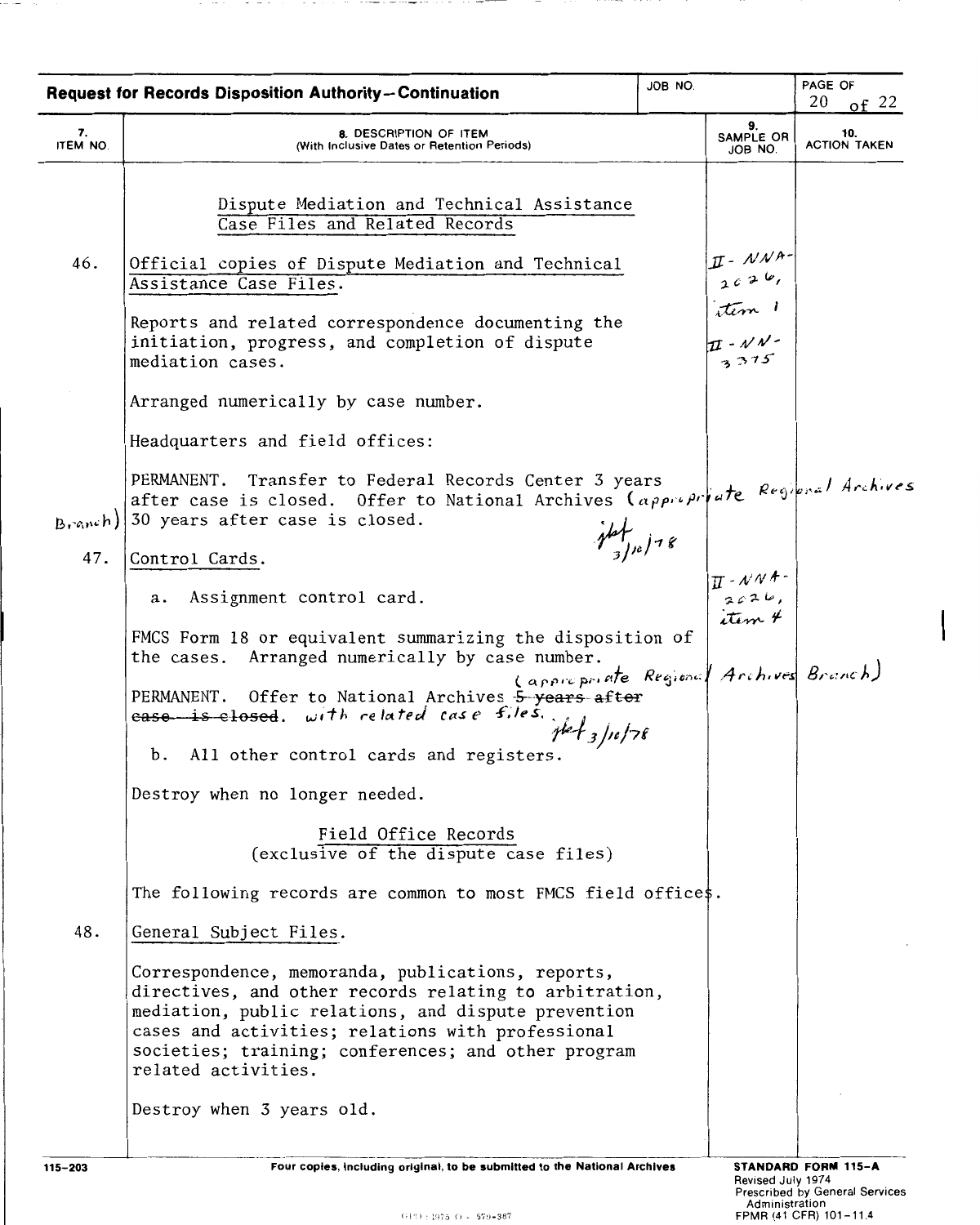**Request for Records Disposition Authority—Continuation**

| 7. ITEM NO. | 8. DESCRIPTION OF ITEM (With Inclusive Dates or Retention Periods) | 9. SAMPLE OR JOB NO. | 10. ACTION TAKEN |
|---|---|---|---|
| | <u>Dispute Mediation and Technical Assistance Case Files and Related Records</u> | | |
| 46. | <u>Official copies of Dispute Mediation and Technical Assistance Case Files.</u><br><br>Reports and related correspondence documenting the initiation, progress, and completion of dispute mediation cases.<br><br>Arranged numerically by case number.<br><br>Headquarters and field offices:<br><br>PERMANENT. Transfer to Federal Records Center 3 years after case is closed. Offer to National Archives (appropriate Regional Archives Branch) 30 years after case is closed. *jlat 3/10/78* | II-NNA-2026, item 1<br><br>II-NN-3375 | |
| 47. | <u>Control Cards.</u><br><br>a. Assignment control card.<br><br>FMCS Form 18 or equivalent summarizing the disposition of the cases. Arranged numerically by case number.<br><br>PERMANENT. Offer to National Archives (appropriate Regional Archives Branch) ~~5 years after case is closed~~. with related case files. *jlat 3/10/78*<br><br>b. All other control cards and registers.<br><br>Destroy when no longer needed. | II-NNA-2026, item 4 | |
| | <u>Field Office Records</u><br>(exclusive of the dispute case files)<br><br>The following records are common to most FMCS field offices. | | |
| 48. | <u>General Subject Files.</u><br><br>Correspondence, memoranda, publications, reports, directives, and other records relating to arbitration, mediation, public relations, and dispute prevention cases and activities; relations with professional societies; training; conferences; and other program related activities.<br><br>Destroy when 3 years old. | | |

115-203 Four copies, including original, to be submitted to the National Archives

STANDARD FORM 115-A
Revised July 1974
Prescribed by General Services Administration
FPMR (41 CFR) 101-11.4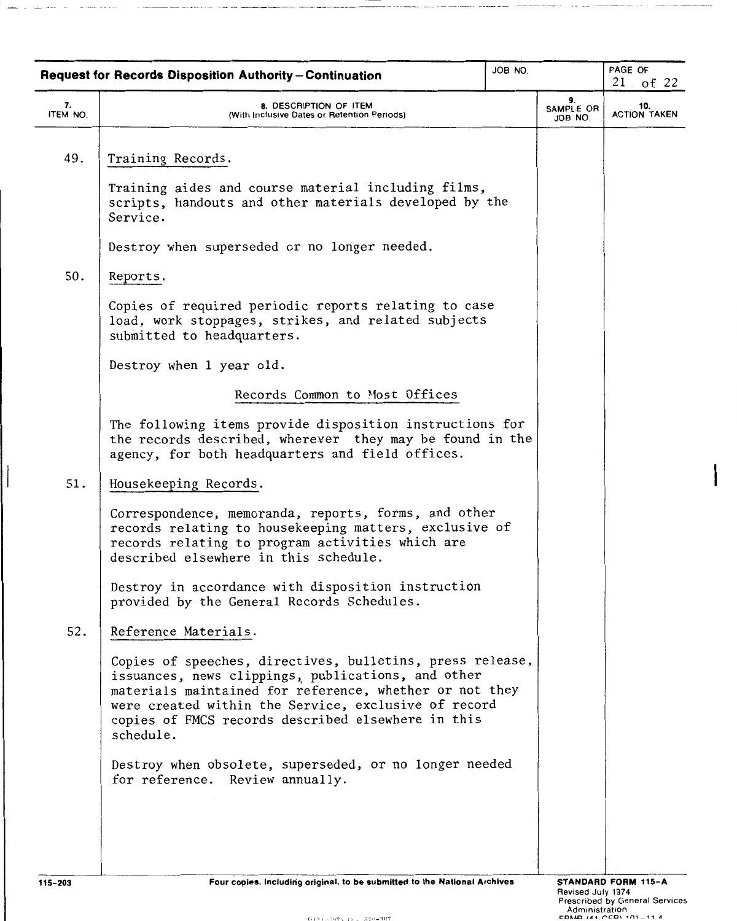**Request for Records Disposition Authority—Continuation**

| 7. ITEM NO. | 8. DESCRIPTION OF ITEM (With Inclusive Dates or Retention Periods) | 9. SAMPLE OR JOB NO. | 10. ACTION TAKEN |
|---|---|---|---|
| 49. | Training Records.<br><br>Training aides and course material including films, scripts, handouts and other materials developed by the Service.<br><br>Destroy when superseded or no longer needed. | | |
| 50. | Reports.<br><br>Copies of required periodic reports relating to case load, work stoppages, strikes, and related subjects submitted to headquarters.<br><br>Destroy when 1 year old. | | |
| | Records Common to Most Offices<br><br>The following items provide disposition instructions for the records described, wherever they may be found in the agency, for both headquarters and field offices. | | |
| 51. | Housekeeping Records.<br><br>Correspondence, memoranda, reports, forms, and other records relating to housekeeping matters, exclusive of records relating to program activities which are described elsewhere in this schedule.<br><br>Destroy in accordance with disposition instruction provided by the General Records Schedules. | | |
| 52. | Reference Materials.<br><br>Copies of speeches, directives, bulletins, press release, issuances, news clippings, publications, and other materials maintained for reference, whether or not they were created within the Service, exclusive of record copies of FMCS records described elsewhere in this schedule.<br><br>Destroy when obsolete, superseded, or no longer needed for reference. Review annually. | | |

115-203 — Four copies, including original, to be submitted to the National Archives — STANDARD FORM 115-A, Revised July 1974, Prescribed by General Services Administration, FPMR (41 CFR) 101-11.4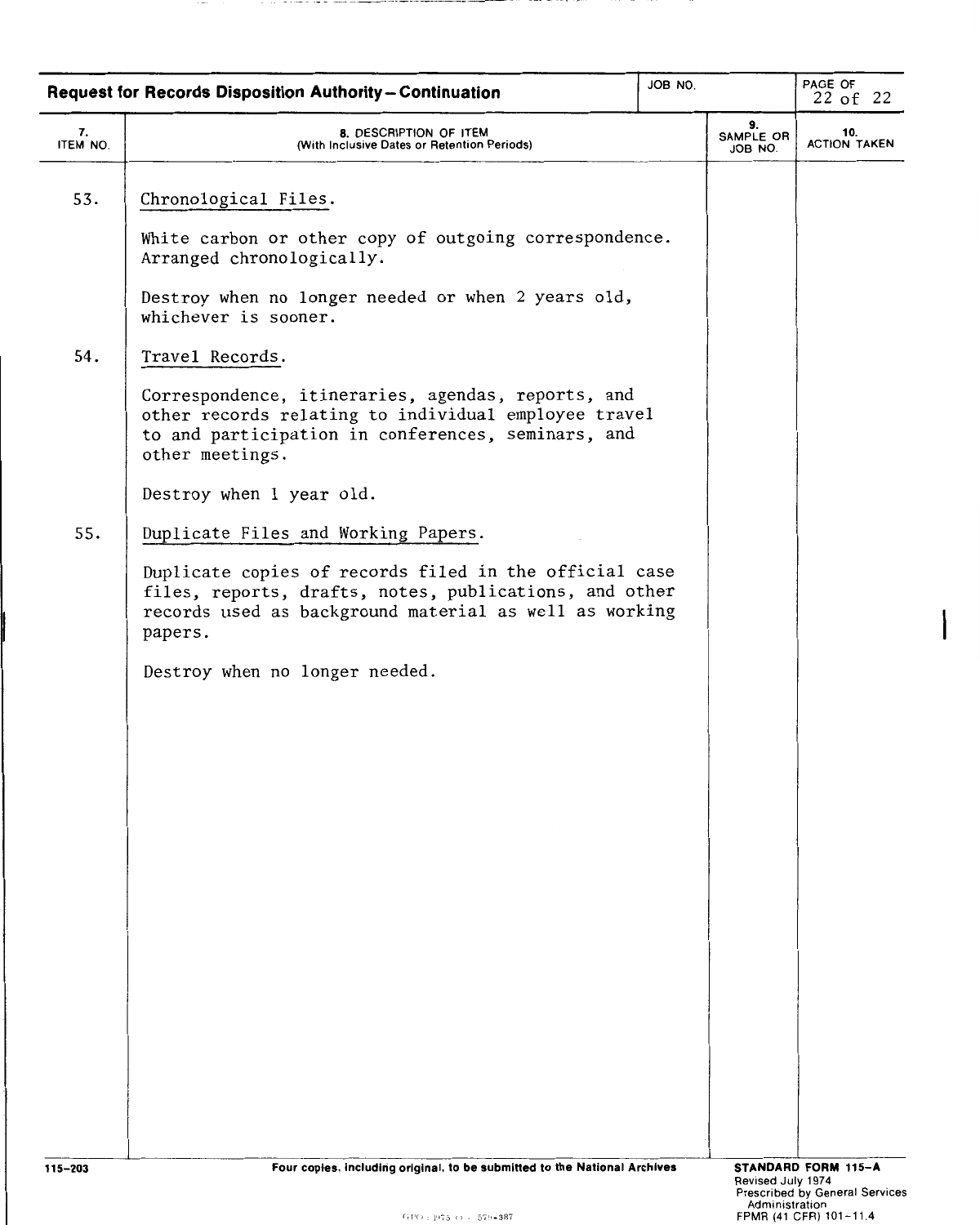**Request for Records Disposition Authority – Continuation**

| JOB NO. | PAGE OF |
| --- | --- |
| | 22 of 22 |

| 7. ITEM NO. | 8. DESCRIPTION OF ITEM (With Inclusive Dates or Retention Periods) | 9. SAMPLE OR JOB NO. | 10. ACTION TAKEN |
| --- | --- | --- | --- |
| 53. | Chronological Files.<br><br>White carbon or other copy of outgoing correspondence. Arranged chronologically.<br><br>Destroy when no longer needed or when 2 years old, whichever is sooner. | | |
| 54. | Travel Records.<br><br>Correspondence, itineraries, agendas, reports, and other records relating to individual employee travel to and participation in conferences, seminars, and other meetings.<br><br>Destroy when 1 year old. | | |
| 55. | Duplicate Files and Working Papers.<br><br>Duplicate copies of records filed in the official case files, reports, drafts, notes, publications, and other records used as background material as well as working papers.<br><br>Destroy when no longer needed. | | |

115-203

**Four copies, including original, to be submitted to the National Archives**

**STANDARD FORM 115-A**
Revised July 1974
Prescribed by General Services Administration
FPMR (41 CFR) 101-11.4